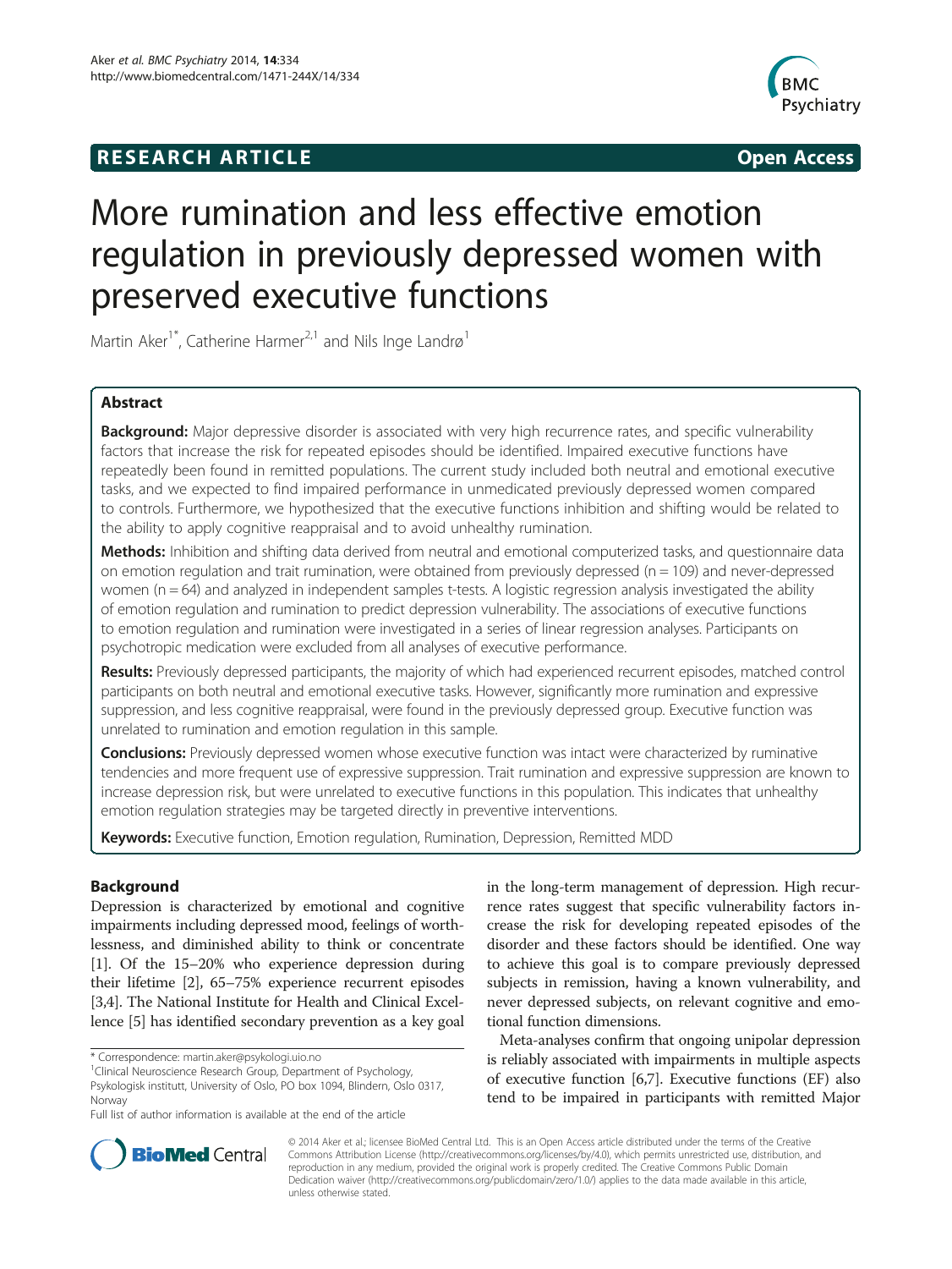RESEARCH ARTICLE **Open Access**

# More rumination and less effective emotion regulation in previously depressed women with preserved executive functions

Martin Aker[1*], Catherine Harmer[2,1] and Nils Inge Landrø[1]

## Abstract

**Background:** Major depressive disorder is associated with very high recurrence rates, and specific vulnerability factors that increase the risk for repeated episodes should be identified. Impaired executive functions have repeatedly been found in remitted populations. The current study included both neutral and emotional executive tasks, and we expected to find impaired performance in unmedicated previously depressed women compared to controls. Furthermore, we hypothesized that the executive functions inhibition and shifting would be related to the ability to apply cognitive reappraisal and to avoid unhealthy rumination.

**Methods:** Inhibition and shifting data derived from neutral and emotional computerized tasks, and questionnaire data on emotion regulation and trait rumination, were obtained from previously depressed (n = 109) and never-depressed women (n = 64) and analyzed in independent samples t-tests. A logistic regression analysis investigated the ability of emotion regulation and rumination to predict depression vulnerability. The associations of executive functions to emotion regulation and rumination were investigated in a series of linear regression analyses. Participants on psychotropic medication were excluded from all analyses of executive performance.

**Results:** Previously depressed participants, the majority of which had experienced recurrent episodes, matched control participants on both neutral and emotional executive tasks. However, significantly more rumination and expressive suppression, and less cognitive reappraisal, were found in the previously depressed group. Executive function was unrelated to rumination and emotion regulation in this sample.

**Conclusions:** Previously depressed women whose executive function was intact were characterized by ruminative tendencies and more frequent use of expressive suppression. Trait rumination and expressive suppression are known to increase depression risk, but were unrelated to executive functions in this population. This indicates that unhealthy emotion regulation strategies may be targeted directly in preventive interventions.

**Keywords:** Executive function, Emotion regulation, Rumination, Depression, Remitted MDD

## Background

Depression is characterized by emotional and cognitive impairments including depressed mood, feelings of worthlessness, and diminished ability to think or concentrate [1]. Of the 15–20% who experience depression during their lifetime [2], 65–75% experience recurrent episodes [3,4]. The National Institute for Health and Clinical Excellence [5] has identified secondary prevention as a key goal in the long-term management of depression. High recurrence rates suggest that specific vulnerability factors increase the risk for developing repeated episodes of the disorder and these factors should be identified. One way to achieve this goal is to compare previously depressed subjects in remission, having a known vulnerability, and never depressed subjects, on relevant cognitive and emotional function dimensions.

Meta-analyses confirm that ongoing unipolar depression is reliably associated with impairments in multiple aspects of executive function [6,7]. Executive functions (EF) also tend to be impaired in participants with remitted Major

\* Correspondence: martin.aker@psykologi.uio.no

[1]Clinical Neuroscience Research Group, Department of Psychology, Psykologisk institutt, University of Oslo, PO box 1094, Blindern, Oslo 0317, Norway

Full list of author information is available at the end of the article

© 2014 Aker et al.; licensee BioMed Central Ltd. This is an Open Access article distributed under the terms of the Creative Commons Attribution License (http://creativecommons.org/licenses/by/4.0), which permits unrestricted use, distribution, and reproduction in any medium, provided the original work is properly credited. The Creative Commons Public Domain Dedication waiver (http://creativecommons.org/publicdomain/zero/1.0/) applies to the data made available in this article, unless otherwise stated.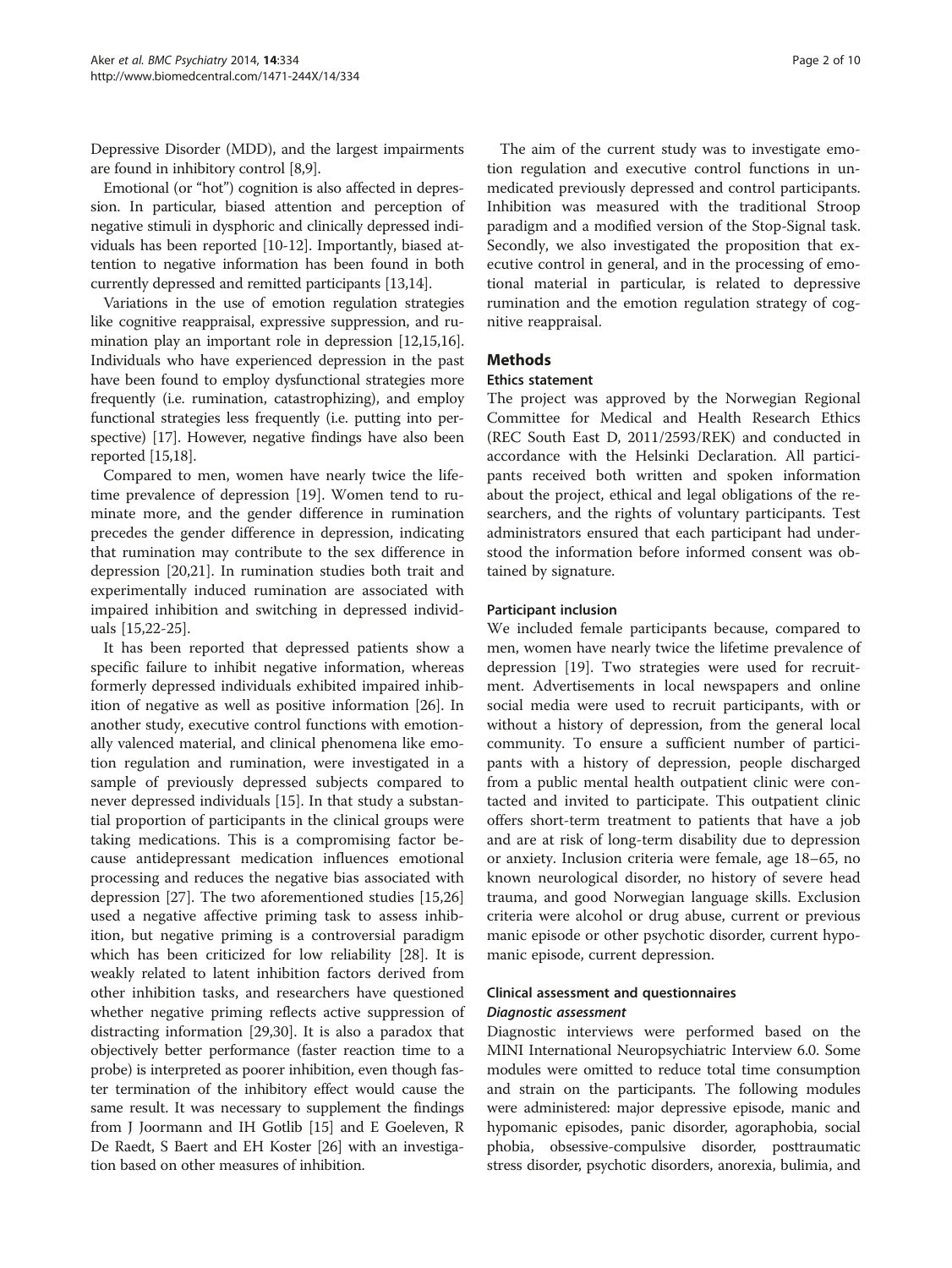Depressive Disorder (MDD), and the largest impairments are found in inhibitory control [8,9].

Emotional (or "hot") cognition is also affected in depression. In particular, biased attention and perception of negative stimuli in dysphoric and clinically depressed individuals has been reported [10-12]. Importantly, biased attention to negative information has been found in both currently depressed and remitted participants [13,14].

Variations in the use of emotion regulation strategies like cognitive reappraisal, expressive suppression, and rumination play an important role in depression [12,15,16]. Individuals who have experienced depression in the past have been found to employ dysfunctional strategies more frequently (i.e. rumination, catastrophizing), and employ functional strategies less frequently (i.e. putting into perspective) [17]. However, negative findings have also been reported [15,18].

Compared to men, women have nearly twice the lifetime prevalence of depression [19]. Women tend to ruminate more, and the gender difference in rumination precedes the gender difference in depression, indicating that rumination may contribute to the sex difference in depression [20,21]. In rumination studies both trait and experimentally induced rumination are associated with impaired inhibition and switching in depressed individuals [15,22-25].

It has been reported that depressed patients show a specific failure to inhibit negative information, whereas formerly depressed individuals exhibited impaired inhibition of negative as well as positive information [26]. In another study, executive control functions with emotionally valenced material, and clinical phenomena like emotion regulation and rumination, were investigated in a sample of previously depressed subjects compared to never depressed individuals [15]. In that study a substantial proportion of participants in the clinical groups were taking medications. This is a compromising factor because antidepressant medication influences emotional processing and reduces the negative bias associated with depression [27]. The two aforementioned studies [15,26] used a negative affective priming task to assess inhibition, but negative priming is a controversial paradigm which has been criticized for low reliability [28]. It is weakly related to latent inhibition factors derived from other inhibition tasks, and researchers have questioned whether negative priming reflects active suppression of distracting information [29,30]. It is also a paradox that objectively better performance (faster reaction time to a probe) is interpreted as poorer inhibition, even though faster termination of the inhibitory effect would cause the same result. It was necessary to supplement the findings from J Joormann and IH Gotlib [15] and E Goeleven, R De Raedt, S Baert and EH Koster [26] with an investigation based on other measures of inhibition.

The aim of the current study was to investigate emotion regulation and executive control functions in unmedicated previously depressed and control participants. Inhibition was measured with the traditional Stroop paradigm and a modified version of the Stop-Signal task. Secondly, we also investigated the proposition that executive control in general, and in the processing of emotional material in particular, is related to depressive rumination and the emotion regulation strategy of cognitive reappraisal.

## Methods

### Ethics statement

The project was approved by the Norwegian Regional Committee for Medical and Health Research Ethics (REC South East D, 2011/2593/REK) and conducted in accordance with the Helsinki Declaration. All participants received both written and spoken information about the project, ethical and legal obligations of the researchers, and the rights of voluntary participants. Test administrators ensured that each participant had understood the information before informed consent was obtained by signature.

#### Participant inclusion

We included female participants because, compared to men, women have nearly twice the lifetime prevalence of depression [19]. Two strategies were used for recruitment. Advertisements in local newspapers and online social media were used to recruit participants, with or without a history of depression, from the general local community. To ensure a sufficient number of participants with a history of depression, people discharged from a public mental health outpatient clinic were contacted and invited to participate. This outpatient clinic offers short-term treatment to patients that have a job and are at risk of long-term disability due to depression or anxiety. Inclusion criteria were female, age 18–65, no known neurological disorder, no history of severe head trauma, and good Norwegian language skills. Exclusion criteria were alcohol or drug abuse, current or previous manic episode or other psychotic disorder, current hypomanic episode, current depression.

### Clinical assessment and questionnaires

#### *Diagnostic assessment*

Diagnostic interviews were performed based on the MINI International Neuropsychiatric Interview 6.0. Some modules were omitted to reduce total time consumption and strain on the participants. The following modules were administered: major depressive episode, manic and hypomanic episodes, panic disorder, agoraphobia, social phobia, obsessive-compulsive disorder, posttraumatic stress disorder, psychotic disorders, anorexia, bulimia, and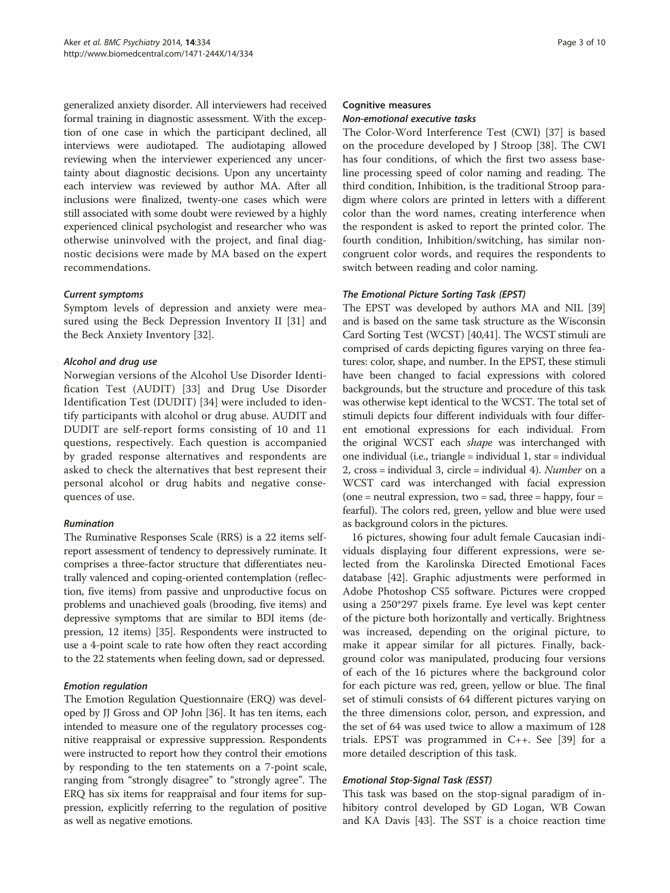generalized anxiety disorder. All interviewers had received formal training in diagnostic assessment. With the exception of one case in which the participant declined, all interviews were audiotaped. The audiotaping allowed reviewing when the interviewer experienced any uncertainty about diagnostic decisions. Upon any uncertainty each interview was reviewed by author MA. After all inclusions were finalized, twenty-one cases which were still associated with some doubt were reviewed by a highly experienced clinical psychologist and researcher who was otherwise uninvolved with the project, and final diagnostic decisions were made by MA based on the expert recommendations.

#### *Current symptoms*

Symptom levels of depression and anxiety were measured using the Beck Depression Inventory II [31] and the Beck Anxiety Inventory [32].

#### *Alcohol and drug use*

Norwegian versions of the Alcohol Use Disorder Identification Test (AUDIT) [33] and Drug Use Disorder Identification Test (DUDIT) [34] were included to identify participants with alcohol or drug abuse. AUDIT and DUDIT are self-report forms consisting of 10 and 11 questions, respectively. Each question is accompanied by graded response alternatives and respondents are asked to check the alternatives that best represent their personal alcohol or drug habits and negative consequences of use.

#### *Rumination*

The Ruminative Responses Scale (RRS) is a 22 items self-report assessment of tendency to depressively ruminate. It comprises a three-factor structure that differentiates neutrally valenced and coping-oriented contemplation (reflection, five items) from passive and unproductive focus on problems and unachieved goals (brooding, five items) and depressive symptoms that are similar to BDI items (depression, 12 items) [35]. Respondents were instructed to use a 4-point scale to rate how often they react according to the 22 statements when feeling down, sad or depressed.

#### *Emotion regulation*

The Emotion Regulation Questionnaire (ERQ) was developed by JJ Gross and OP John [36]. It has ten items, each intended to measure one of the regulatory processes cognitive reappraisal or expressive suppression. Respondents were instructed to report how they control their emotions by responding to the ten statements on a 7-point scale, ranging from "strongly disagree" to "strongly agree". The ERQ has six items for reappraisal and four items for suppression, explicitly referring to the regulation of positive as well as negative emotions.

### Cognitive measures

#### *Non-emotional executive tasks*

The Color-Word Interference Test (CWI) [37] is based on the procedure developed by J Stroop [38]. The CWI has four conditions, of which the first two assess baseline processing speed of color naming and reading. The third condition, Inhibition, is the traditional Stroop paradigm where colors are printed in letters with a different color than the word names, creating interference when the respondent is asked to report the printed color. The fourth condition, Inhibition/switching, has similar non-congruent color words, and requires the respondents to switch between reading and color naming.

#### *The Emotional Picture Sorting Task (EPST)*

The EPST was developed by authors MA and NIL [39] and is based on the same task structure as the Wisconsin Card Sorting Test (WCST) [40,41]. The WCST stimuli are comprised of cards depicting figures varying on three features: color, shape, and number. In the EPST, these stimuli have been changed to facial expressions with colored backgrounds, but the structure and procedure of this task was otherwise kept identical to the WCST. The total set of stimuli depicts four different individuals with four different emotional expressions for each individual. From the original WCST each *shape* was interchanged with one individual (i.e., triangle = individual 1, star = individual 2, cross = individual 3, circle = individual 4). *Number* on a WCST card was interchanged with facial expression (one = neutral expression, two = sad, three = happy, four = fearful). The colors red, green, yellow and blue were used as background colors in the pictures.

16 pictures, showing four adult female Caucasian individuals displaying four different expressions, were selected from the Karolinska Directed Emotional Faces database [42]. Graphic adjustments were performed in Adobe Photoshop CS5 software. Pictures were cropped using a 250*297 pixels frame. Eye level was kept center of the picture both horizontally and vertically. Brightness was increased, depending on the original picture, to make it appear similar for all pictures. Finally, background color was manipulated, producing four versions of each of the 16 pictures where the background color for each picture was red, green, yellow or blue. The final set of stimuli consists of 64 different pictures varying on the three dimensions color, person, and expression, and the set of 64 was used twice to allow a maximum of 128 trials. EPST was programmed in C++. See [39] for a more detailed description of this task.

#### *Emotional Stop-Signal Task (ESST)*

This task was based on the stop-signal paradigm of inhibitory control developed by GD Logan, WB Cowan and KA Davis [43]. The SST is a choice reaction time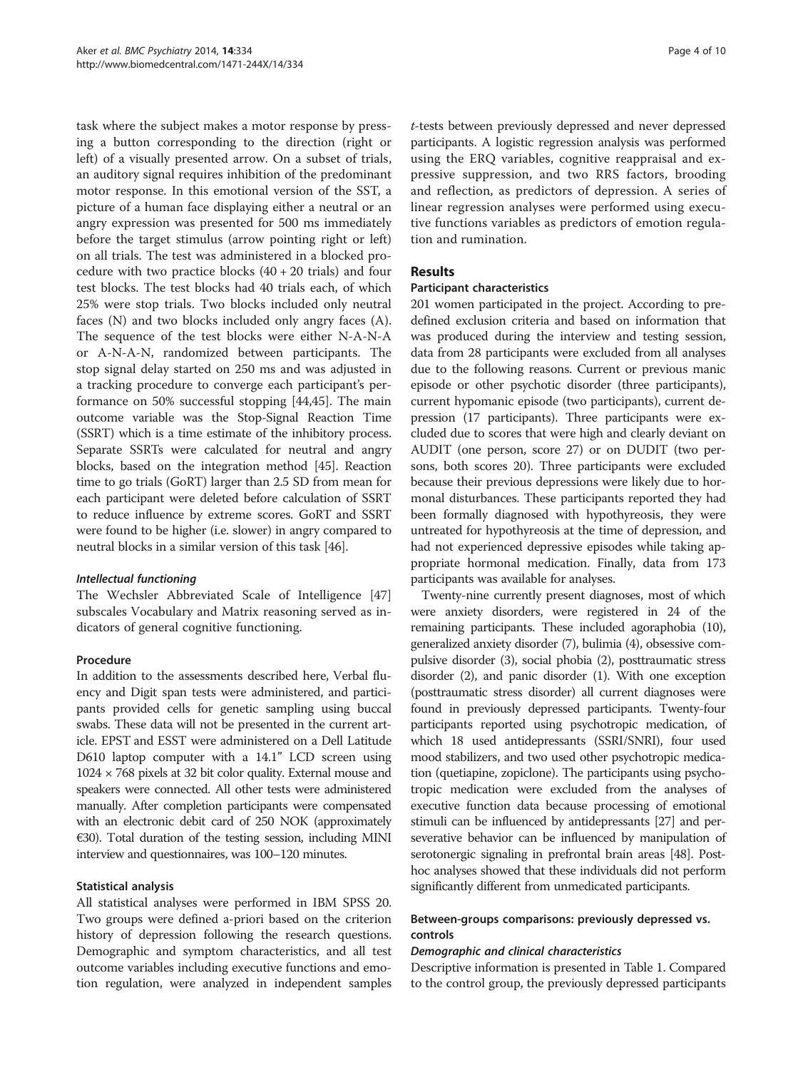task where the subject makes a motor response by pressing a button corresponding to the direction (right or left) of a visually presented arrow. On a subset of trials, an auditory signal requires inhibition of the predominant motor response. In this emotional version of the SST, a picture of a human face displaying either a neutral or an angry expression was presented for 500 ms immediately before the target stimulus (arrow pointing right or left) on all trials. The test was administered in a blocked procedure with two practice blocks (40 + 20 trials) and four test blocks. The test blocks had 40 trials each, of which 25% were stop trials. Two blocks included only neutral faces (N) and two blocks included only angry faces (A). The sequence of the test blocks were either N-A-N-A or A-N-A-N, randomized between participants. The stop signal delay started on 250 ms and was adjusted in a tracking procedure to converge each participant's performance on 50% successful stopping [44,45]. The main outcome variable was the Stop-Signal Reaction Time (SSRT) which is a time estimate of the inhibitory process. Separate SSRTs were calculated for neutral and angry blocks, based on the integration method [45]. Reaction time to go trials (GoRT) larger than 2.5 SD from mean for each participant were deleted before calculation of SSRT to reduce influence by extreme scores. GoRT and SSRT were found to be higher (i.e. slower) in angry compared to neutral blocks in a similar version of this task [46].

#### *Intellectual functioning*

The Wechsler Abbreviated Scale of Intelligence [47] subscales Vocabulary and Matrix reasoning served as indicators of general cognitive functioning.

### Procedure

In addition to the assessments described here, Verbal fluency and Digit span tests were administered, and participants provided cells for genetic sampling using buccal swabs. These data will not be presented in the current article. EPST and ESST were administered on a Dell Latitude D610 laptop computer with a 14.1" LCD screen using 1024 × 768 pixels at 32 bit color quality. External mouse and speakers were connected. All other tests were administered manually. After completion participants were compensated with an electronic debit card of 250 NOK (approximately €30). Total duration of the testing session, including MINI interview and questionnaires, was 100–120 minutes.

### Statistical analysis

All statistical analyses were performed in IBM SPSS 20. Two groups were defined a-priori based on the criterion history of depression following the research questions. Demographic and symptom characteristics, and all test outcome variables including executive functions and emotion regulation, were analyzed in independent samples *t*-tests between previously depressed and never depressed participants. A logistic regression analysis was performed using the ERQ variables, cognitive reappraisal and expressive suppression, and two RRS factors, brooding and reflection, as predictors of depression. A series of linear regression analyses were performed using executive functions variables as predictors of emotion regulation and rumination.

## Results

### Participant characteristics

201 women participated in the project. According to predefined exclusion criteria and based on information that was produced during the interview and testing session, data from 28 participants were excluded from all analyses due to the following reasons. Current or previous manic episode or other psychotic disorder (three participants), current hypomanic episode (two participants), current depression (17 participants). Three participants were excluded due to scores that were high and clearly deviant on AUDIT (one person, score 27) or on DUDIT (two persons, both scores 20). Three participants were excluded because their previous depressions were likely due to hormonal disturbances. These participants reported they had been formally diagnosed with hypothyreosis, they were untreated for hypothyreosis at the time of depression, and had not experienced depressive episodes while taking appropriate hormonal medication. Finally, data from 173 participants was available for analyses.

Twenty-nine currently present diagnoses, most of which were anxiety disorders, were registered in 24 of the remaining participants. These included agoraphobia (10), generalized anxiety disorder (7), bulimia (4), obsessive compulsive disorder (3), social phobia (2), posttraumatic stress disorder (2), and panic disorder (1). With one exception (posttraumatic stress disorder) all current diagnoses were found in previously depressed participants. Twenty-four participants reported using psychotropic medication, of which 18 used antidepressants (SSRI/SNRI), four used mood stabilizers, and two used other psychotropic medication (quetiapine, zopiclone). The participants using psychotropic medication were excluded from the analyses of executive function data because processing of emotional stimuli can be influenced by antidepressants [27] and perseverative behavior can be influenced by manipulation of serotonergic signaling in prefrontal brain areas [48]. Post-hoc analyses showed that these individuals did not perform significantly different from unmedicated participants.

### Between-groups comparisons: previously depressed vs. controls

#### *Demographic and clinical characteristics*

Descriptive information is presented in Table 1. Compared to the control group, the previously depressed participants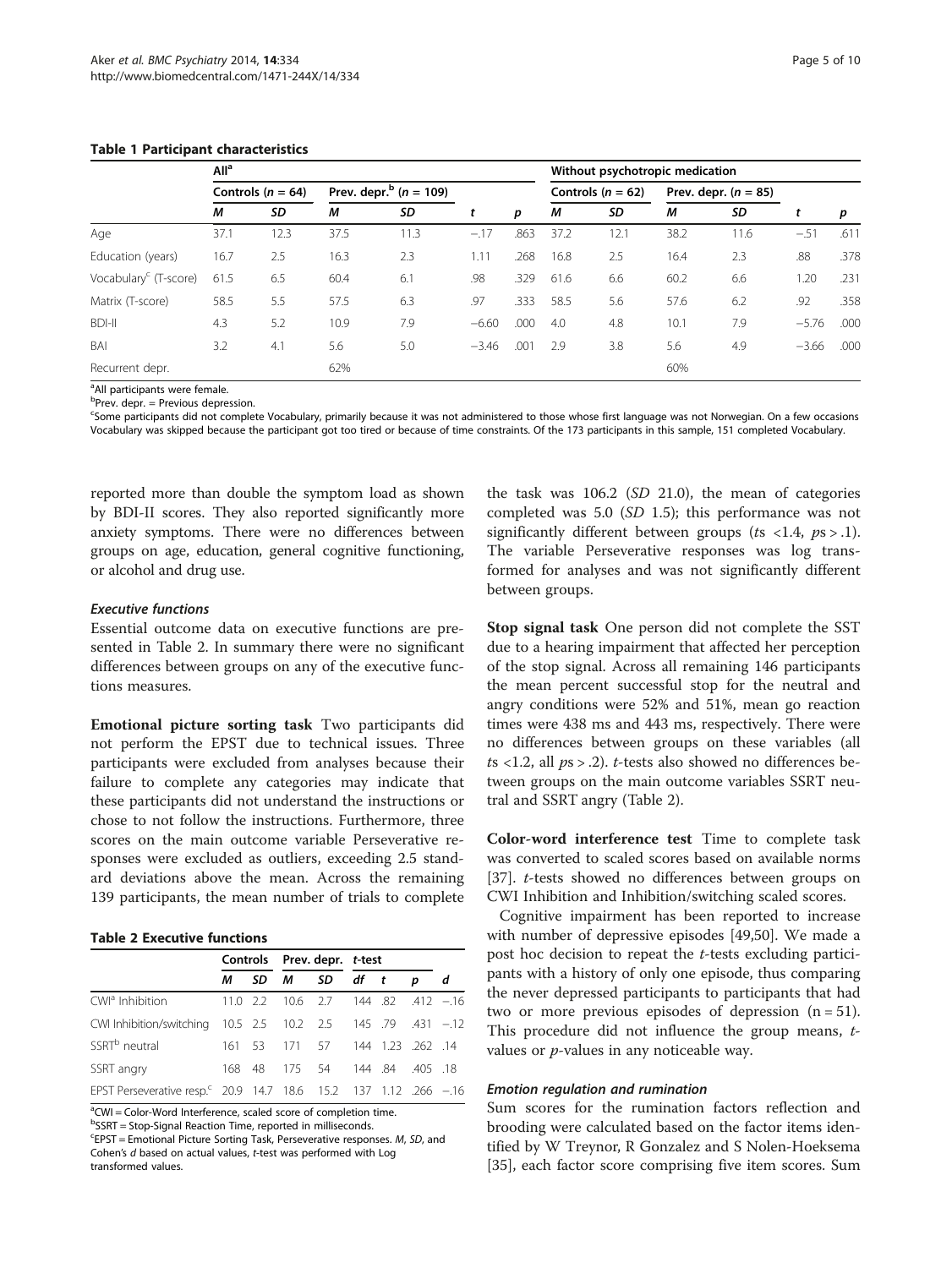**Table 1 Participant characteristics**

| | All[a] | | | | | | Without psychotropic medication | | | | | |
|---|---|---|---|---|---|---|---|---|---|---|---|---|
| | Controls ($n$ = 64) | | Prev. depr.[b] ($n$ = 109) | | | | Controls ($n$ = 62) | | Prev. depr. ($n$ = 85) | | | |
| | *M* | *SD* | *M* | *SD* | *t* | *p* | *M* | *SD* | *M* | *SD* | *t* | *p* |
| Age | 37.1 | 12.3 | 37.5 | 11.3 | −.17 | .863 | 37.2 | 12.1 | 38.2 | 11.6 | −.51 | .611 |
| Education (years) | 16.7 | 2.5 | 16.3 | 2.3 | 1.11 | .268 | 16.8 | 2.5 | 16.4 | 2.3 | .88 | .378 |
| Vocabulary[c] (T-score) | 61.5 | 6.5 | 60.4 | 6.1 | .98 | .329 | 61.6 | 6.6 | 60.2 | 6.6 | 1.20 | .231 |
| Matrix (T-score) | 58.5 | 5.5 | 57.5 | 6.3 | .97 | .333 | 58.5 | 5.6 | 57.6 | 6.2 | .92 | .358 |
| BDI-II | 4.3 | 5.2 | 10.9 | 7.9 | −6.60 | .000 | 4.0 | 4.8 | 10.1 | 7.9 | −5.76 | .000 |
| BAI | 3.2 | 4.1 | 5.6 | 5.0 | −3.46 | .001 | 2.9 | 3.8 | 5.6 | 4.9 | −3.66 | .000 |
| Recurrent depr. | | | 62% | | | | | | 60% | | | |

[a]All participants were female.
[b]Prev. depr. = Previous depression.
[c]Some participants did not complete Vocabulary, primarily because it was not administered to those whose first language was not Norwegian. On a few occasions Vocabulary was skipped because the participant got too tired or because of time constraints. Of the 173 participants in this sample, 151 completed Vocabulary.

reported more than double the symptom load as shown by BDI-II scores. They also reported significantly more anxiety symptoms. There were no differences between groups on age, education, general cognitive functioning, or alcohol and drug use.

### *Executive functions*

Essential outcome data on executive functions are presented in Table 2. In summary there were no significant differences between groups on any of the executive functions measures.

**Emotional picture sorting task** Two participants did not perform the EPST due to technical issues. Three participants were excluded from analyses because their failure to complete any categories may indicate that these participants did not understand the instructions or chose to not follow the instructions. Furthermore, three scores on the main outcome variable Perseverative responses were excluded as outliers, exceeding 2.5 standard deviations above the mean. Across the remaining 139 participants, the mean number of trials to complete the task was 106.2 (*SD* 21.0), the mean of categories completed was 5.0 (*SD* 1.5); this performance was not significantly different between groups (*t*s <1.4, *p*s > .1). The variable Perseverative responses was log transformed for analyses and was not significantly different between groups.

**Table 2 Executive functions**

| | Controls | | Prev. depr. | | *t*-test | | | |
|---|---|---|---|---|---|---|---|---|
| | *M* | *SD* | *M* | *SD* | *df* | *t* | *p* | *d* |
| CWI[a] Inhibition | 11.0 | 2.2 | 10.6 | 2.7 | 144 | .82 | .412 | −.16 |
| CWI Inhibition/switching | 10.5 | 2.5 | 10.2 | 2.5 | 145 | .79 | .431 | −.12 |
| SSRT[b] neutral | 161 | 53 | 171 | 57 | 144 | 1.23 | .262 | .14 |
| SSRT angry | 168 | 48 | 175 | 54 | 144 | .84 | .405 | .18 |
| EPST Perseverative resp.[c] | 20.9 | 14.7 | 18.6 | 15.2 | 137 | 1.12 | .266 | −.16 |

[a]CWI = Color-Word Interference, scaled score of completion time.
[b]SSRT = Stop-Signal Reaction Time, reported in milliseconds.
[c]EPST = Emotional Picture Sorting Task, Perseverative responses. *M*, *SD*, and Cohen's *d* based on actual values, *t*-test was performed with Log transformed values.

**Stop signal task** One person did not complete the SST due to a hearing impairment that affected her perception of the stop signal. Across all remaining 146 participants the mean percent successful stop for the neutral and angry conditions were 52% and 51%, mean go reaction times were 438 ms and 443 ms, respectively. There were no differences between groups on these variables (all *t*s <1.2, all *p*s > .2). *t*-tests also showed no differences between groups on the main outcome variables SSRT neutral and SSRT angry (Table 2).

**Color-word interference test** Time to complete task was converted to scaled scores based on available norms [37]. *t*-tests showed no differences between groups on CWI Inhibition and Inhibition/switching scaled scores.

Cognitive impairment has been reported to increase with number of depressive episodes [49,50]. We made a post hoc decision to repeat the *t*-tests excluding participants with a history of only one episode, thus comparing the never depressed participants to participants that had two or more previous episodes of depression (n = 51). This procedure did not influence the group means, *t*-values or *p*-values in any noticeable way.

### *Emotion regulation and rumination*

Sum scores for the rumination factors reflection and brooding were calculated based on the factor items identified by W Treynor, R Gonzalez and S Nolen-Hoeksema [35], each factor score comprising five item scores. Sum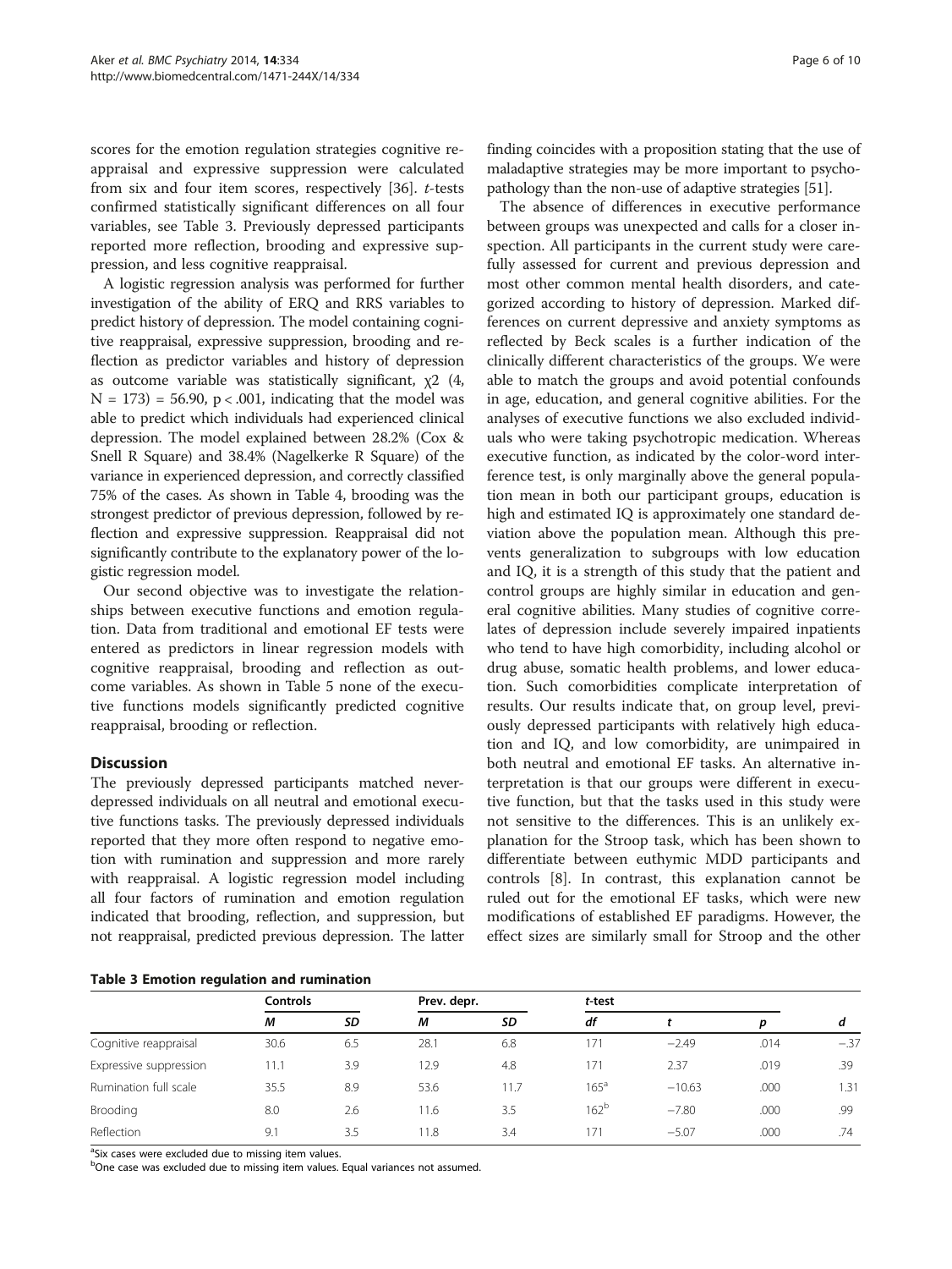scores for the emotion regulation strategies cognitive reappraisal and expressive suppression were calculated from six and four item scores, respectively [36]. *t*-tests confirmed statistically significant differences on all four variables, see Table 3. Previously depressed participants reported more reflection, brooding and expressive suppression, and less cognitive reappraisal.

A logistic regression analysis was performed for further investigation of the ability of ERQ and RRS variables to predict history of depression. The model containing cognitive reappraisal, expressive suppression, brooding and reflection as predictor variables and history of depression as outcome variable was statistically significant, $\chi2$ (4, N = 173) = 56.90, p < .001, indicating that the model was able to predict which individuals had experienced clinical depression. The model explained between 28.2% (Cox & Snell R Square) and 38.4% (Nagelkerke R Square) of the variance in experienced depression, and correctly classified 75% of the cases. As shown in Table 4, brooding was the strongest predictor of previous depression, followed by reflection and expressive suppression. Reappraisal did not significantly contribute to the explanatory power of the logistic regression model.

Our second objective was to investigate the relationships between executive functions and emotion regulation. Data from traditional and emotional EF tests were entered as predictors in linear regression models with cognitive reappraisal, brooding and reflection as outcome variables. As shown in Table 5 none of the executive functions models significantly predicted cognitive reappraisal, brooding or reflection.

## Discussion

The previously depressed participants matched never-depressed individuals on all neutral and emotional executive functions tasks. The previously depressed individuals reported that they more often respond to negative emotion with rumination and suppression and more rarely with reappraisal. A logistic regression model including all four factors of rumination and emotion regulation indicated that brooding, reflection, and suppression, but not reappraisal, predicted previous depression. The latter finding coincides with a proposition stating that the use of maladaptive strategies may be more important to psychopathology than the non-use of adaptive strategies [51].

The absence of differences in executive performance between groups was unexpected and calls for a closer inspection. All participants in the current study were carefully assessed for current and previous depression and most other common mental health disorders, and categorized according to history of depression. Marked differences on current depressive and anxiety symptoms as reflected by Beck scales is a further indication of the clinically different characteristics of the groups. We were able to match the groups and avoid potential confounds in age, education, and general cognitive abilities. For the analyses of executive functions we also excluded individuals who were taking psychotropic medication. Whereas executive function, as indicated by the color-word interference test, is only marginally above the general population mean in both our participant groups, education is high and estimated IQ is approximately one standard deviation above the population mean. Although this prevents generalization to subgroups with low education and IQ, it is a strength of this study that the patient and control groups are highly similar in education and general cognitive abilities. Many studies of cognitive correlates of depression include severely impaired inpatients who tend to have high comorbidity, including alcohol or drug abuse, somatic health problems, and lower education. Such comorbidities complicate interpretation of results. Our results indicate that, on group level, previously depressed participants with relatively high education and IQ, and low comorbidity, are unimpaired in both neutral and emotional EF tasks. An alternative interpretation is that our groups were different in executive function, but that the tasks used in this study were not sensitive to the differences. This is an unlikely explanation for the Stroop task, which has been shown to differentiate between euthymic MDD participants and controls [8]. In contrast, this explanation cannot be ruled out for the emotional EF tasks, which were new modifications of established EF paradigms. However, the effect sizes are similarly small for Stroop and the other

**Table 3 Emotion regulation and rumination**

| | Controls | | Prev. depr. | | *t*-test | | | |
|---|---|---|---|---|---|---|---|---|
| | *M* | *SD* | *M* | *SD* | *df* | *t* | *p* | *d* |
| Cognitive reappraisal | 30.6 | 6.5 | 28.1 | 6.8 | 171 | −2.49 | .014 | −.37 |
| Expressive suppression | 11.1 | 3.9 | 12.9 | 4.8 | 171 | 2.37 | .019 | .39 |
| Rumination full scale | 35.5 | 8.9 | 53.6 | 11.7 | 165[a] | −10.63 | .000 | 1.31 |
| Brooding | 8.0 | 2.6 | 11.6 | 3.5 | 162[b] | −7.80 | .000 | .99 |
| Reflection | 9.1 | 3.5 | 11.8 | 3.4 | 171 | −5.07 | .000 | .74 |

[a]Six cases were excluded due to missing item values.
[b]One case was excluded due to missing item values. Equal variances not assumed.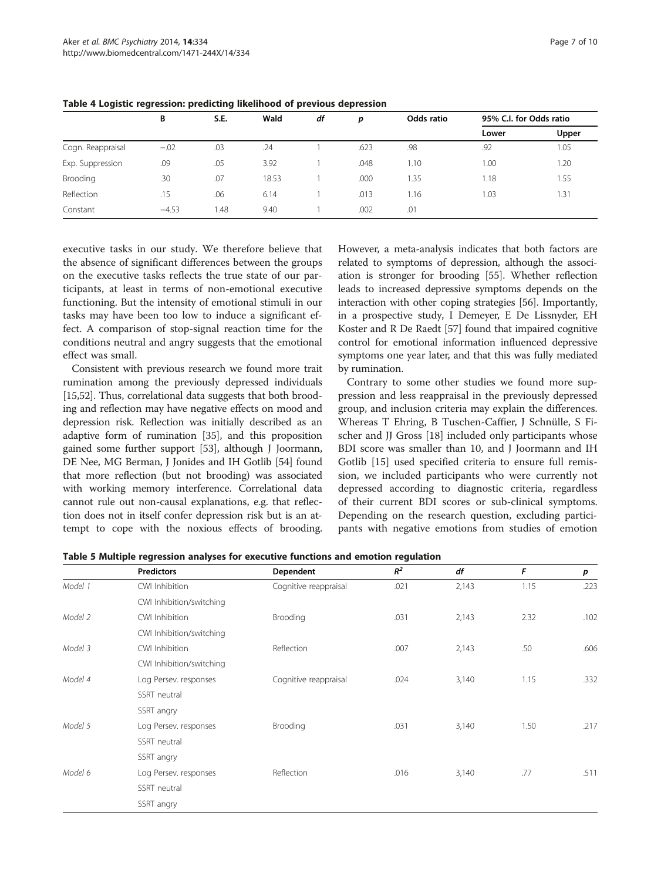**Table 4 Logistic regression: predicting likelihood of previous depression**

| | B | S.E. | Wald | df | p | Odds ratio | 95% C.I. for Odds ratio | |
|---|---|---|---|---|---|---|---|---|
| | | | | | | | Lower | Upper |
| Cogn. Reappraisal | −.02 | .03 | .24 | 1 | .623 | .98 | .92 | 1.05 |
| Exp. Suppression | .09 | .05 | 3.92 | 1 | .048 | 1.10 | 1.00 | 1.20 |
| Brooding | .30 | .07 | 18.53 | 1 | .000 | 1.35 | 1.18 | 1.55 |
| Reflection | .15 | .06 | 6.14 | 1 | .013 | 1.16 | 1.03 | 1.31 |
| Constant | −4.53 | 1.48 | 9.40 | 1 | .002 | .01 | | |

executive tasks in our study. We therefore believe that the absence of significant differences between the groups on the executive tasks reflects the true state of our participants, at least in terms of non-emotional executive functioning. But the intensity of emotional stimuli in our tasks may have been too low to induce a significant effect. A comparison of stop-signal reaction time for the conditions neutral and angry suggests that the emotional effect was small.

Consistent with previous research we found more trait rumination among the previously depressed individuals [15,52]. Thus, correlational data suggests that both brooding and reflection may have negative effects on mood and depression risk. Reflection was initially described as an adaptive form of rumination [35], and this proposition gained some further support [53], although J Joormann, DE Nee, MG Berman, J Jonides and IH Gotlib [54] found that more reflection (but not brooding) was associated with working memory interference. Correlational data cannot rule out non-causal explanations, e.g. that reflection does not in itself confer depression risk but is an attempt to cope with the noxious effects of brooding. However, a meta-analysis indicates that both factors are related to symptoms of depression, although the association is stronger for brooding [55]. Whether reflection leads to increased depressive symptoms depends on the interaction with other coping strategies [56]. Importantly, in a prospective study, I Demeyer, E De Lissnyder, EH Koster and R De Raedt [57] found that impaired cognitive control for emotional information influenced depressive symptoms one year later, and that this was fully mediated by rumination.

Contrary to some other studies we found more suppression and less reappraisal in the previously depressed group, and inclusion criteria may explain the differences. Whereas T Ehring, B Tuschen-Caffier, J Schnülle, S Fischer and JJ Gross [18] included only participants whose BDI score was smaller than 10, and J Joormann and IH Gotlib [15] used specified criteria to ensure full remission, we included participants who were currently not depressed according to diagnostic criteria, regardless of their current BDI scores or sub-clinical symptoms. Depending on the research question, excluding participants with negative emotions from studies of emotion

**Table 5 Multiple regression analyses for executive functions and emotion regulation**

| | Predictors | Dependent | $R^2$ | df | F | p |
|---|---|---|---|---|---|---|
| *Model 1* | CWI Inhibition | Cognitive reappraisal | .021 | 2,143 | 1.15 | .223 |
| | CWI Inhibition/switching | | | | | |
| *Model 2* | CWI Inhibition | Brooding | .031 | 2,143 | 2.32 | .102 |
| | CWI Inhibition/switching | | | | | |
| *Model 3* | CWI Inhibition | Reflection | .007 | 2,143 | .50 | .606 |
| | CWI Inhibition/switching | | | | | |
| *Model 4* | Log Persev. responses | Cognitive reappraisal | .024 | 3,140 | 1.15 | .332 |
| | SSRT neutral | | | | | |
| | SSRT angry | | | | | |
| *Model 5* | Log Persev. responses | Brooding | .031 | 3,140 | 1.50 | .217 |
| | SSRT neutral | | | | | |
| | SSRT angry | | | | | |
| *Model 6* | Log Persev. responses | Reflection | .016 | 3,140 | .77 | .511 |
| | SSRT neutral | | | | | |
| | SSRT angry | | | | | |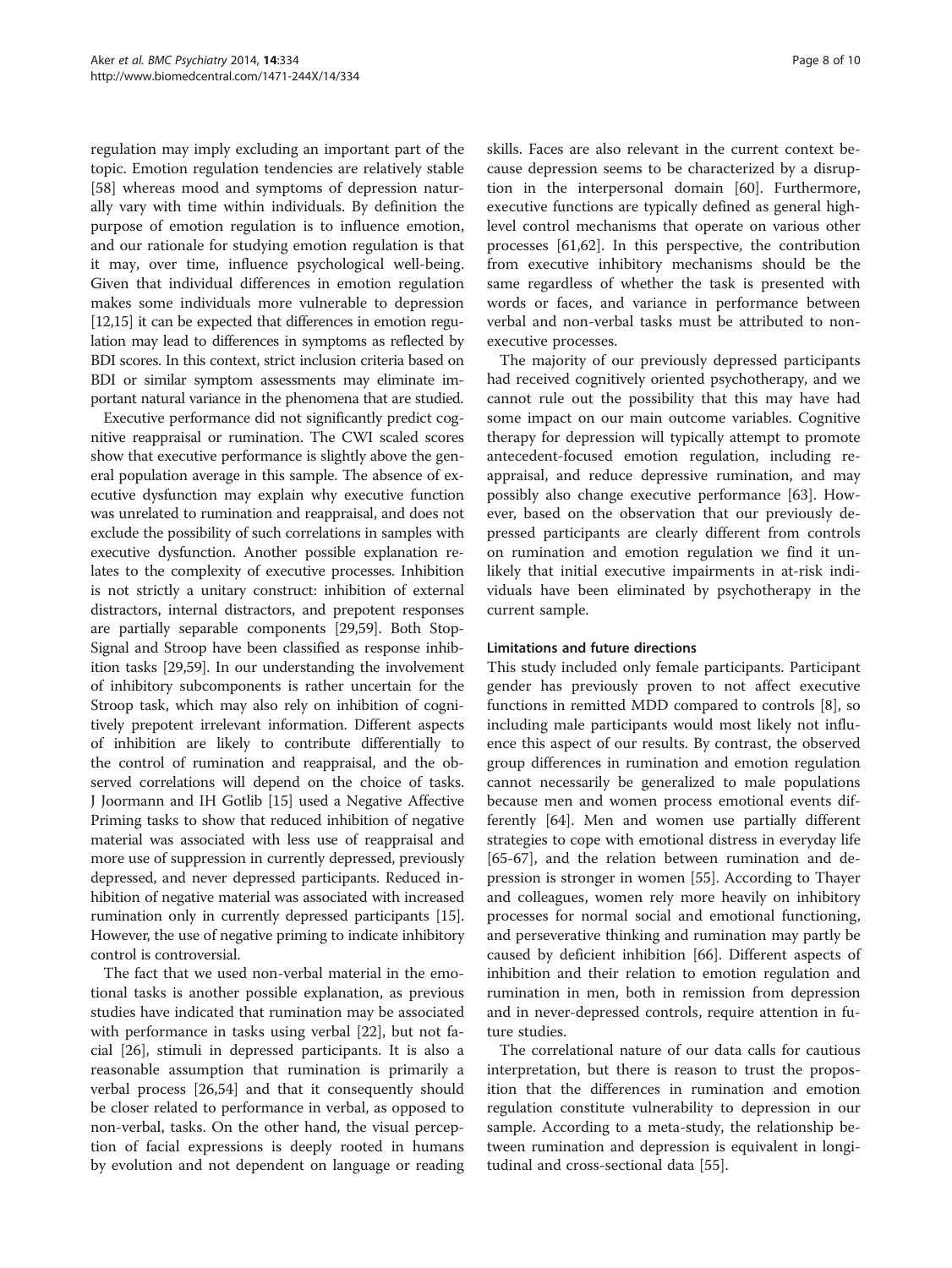regulation may imply excluding an important part of the topic. Emotion regulation tendencies are relatively stable [58] whereas mood and symptoms of depression naturally vary with time within individuals. By definition the purpose of emotion regulation is to influence emotion, and our rationale for studying emotion regulation is that it may, over time, influence psychological well-being. Given that individual differences in emotion regulation makes some individuals more vulnerable to depression [12,15] it can be expected that differences in emotion regulation may lead to differences in symptoms as reflected by BDI scores. In this context, strict inclusion criteria based on BDI or similar symptom assessments may eliminate important natural variance in the phenomena that are studied.

Executive performance did not significantly predict cognitive reappraisal or rumination. The CWI scaled scores show that executive performance is slightly above the general population average in this sample. The absence of executive dysfunction may explain why executive function was unrelated to rumination and reappraisal, and does not exclude the possibility of such correlations in samples with executive dysfunction. Another possible explanation relates to the complexity of executive processes. Inhibition is not strictly a unitary construct: inhibition of external distractors, internal distractors, and prepotent responses are partially separable components [29,59]. Both Stop-Signal and Stroop have been classified as response inhibition tasks [29,59]. In our understanding the involvement of inhibitory subcomponents is rather uncertain for the Stroop task, which may also rely on inhibition of cognitively prepotent irrelevant information. Different aspects of inhibition are likely to contribute differentially to the control of rumination and reappraisal, and the observed correlations will depend on the choice of tasks. J Joormann and IH Gotlib [15] used a Negative Affective Priming tasks to show that reduced inhibition of negative material was associated with less use of reappraisal and more use of suppression in currently depressed, previously depressed, and never depressed participants. Reduced inhibition of negative material was associated with increased rumination only in currently depressed participants [15]. However, the use of negative priming to indicate inhibitory control is controversial.

The fact that we used non-verbal material in the emotional tasks is another possible explanation, as previous studies have indicated that rumination may be associated with performance in tasks using verbal [22], but not facial [26], stimuli in depressed participants. It is also a reasonable assumption that rumination is primarily a verbal process [26,54] and that it consequently should be closer related to performance in verbal, as opposed to non-verbal, tasks. On the other hand, the visual perception of facial expressions is deeply rooted in humans by evolution and not dependent on language or reading skills. Faces are also relevant in the current context because depression seems to be characterized by a disruption in the interpersonal domain [60]. Furthermore, executive functions are typically defined as general high-level control mechanisms that operate on various other processes [61,62]. In this perspective, the contribution from executive inhibitory mechanisms should be the same regardless of whether the task is presented with words or faces, and variance in performance between verbal and non-verbal tasks must be attributed to non-executive processes.

The majority of our previously depressed participants had received cognitively oriented psychotherapy, and we cannot rule out the possibility that this may have had some impact on our main outcome variables. Cognitive therapy for depression will typically attempt to promote antecedent-focused emotion regulation, including reappraisal, and reduce depressive rumination, and may possibly also change executive performance [63]. However, based on the observation that our previously depressed participants are clearly different from controls on rumination and emotion regulation we find it unlikely that initial executive impairments in at-risk individuals have been eliminated by psychotherapy in the current sample.

#### Limitations and future directions

This study included only female participants. Participant gender has previously proven to not affect executive functions in remitted MDD compared to controls [8], so including male participants would most likely not influence this aspect of our results. By contrast, the observed group differences in rumination and emotion regulation cannot necessarily be generalized to male populations because men and women process emotional events differently [64]. Men and women use partially different strategies to cope with emotional distress in everyday life [65-67], and the relation between rumination and depression is stronger in women [55]. According to Thayer and colleagues, women rely more heavily on inhibitory processes for normal social and emotional functioning, and perseverative thinking and rumination may partly be caused by deficient inhibition [66]. Different aspects of inhibition and their relation to emotion regulation and rumination in men, both in remission from depression and in never-depressed controls, require attention in future studies.

The correlational nature of our data calls for cautious interpretation, but there is reason to trust the proposition that the differences in rumination and emotion regulation constitute vulnerability to depression in our sample. According to a meta-study, the relationship between rumination and depression is equivalent in longitudinal and cross-sectional data [55].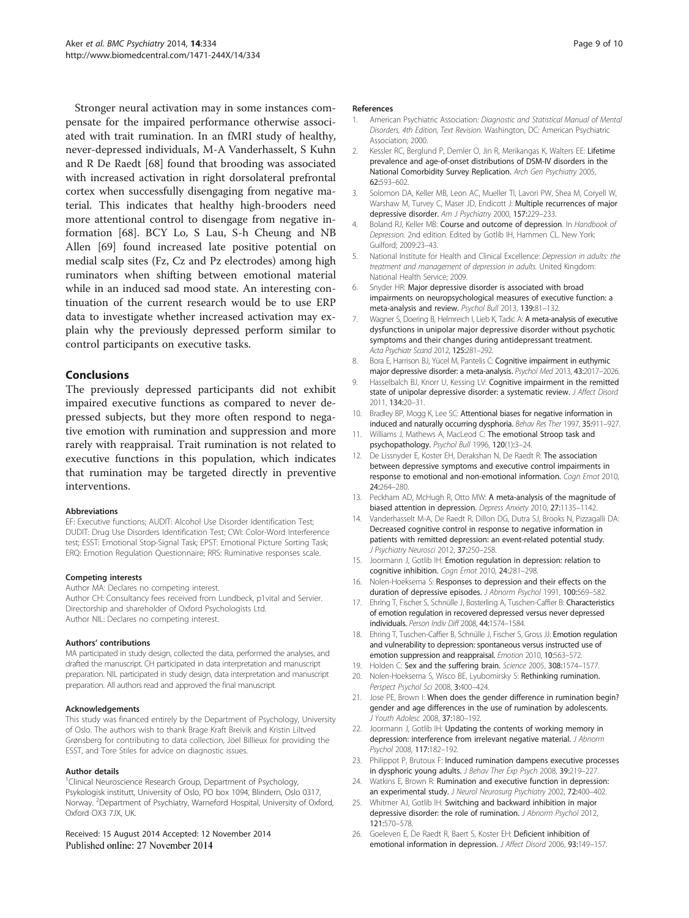Stronger neural activation may in some instances compensate for the impaired performance otherwise associated with trait rumination. In an fMRI study of healthy, never-depressed individuals, M-A Vanderhasselt, S Kuhn and R De Raedt [68] found that brooding was associated with increased activation in right dorsolateral prefrontal cortex when successfully disengaging from negative material. This indicates that healthy high-brooders need more attentional control to disengage from negative information [68]. BCY Lo, S Lau, S-h Cheung and NB Allen [69] found increased late positive potential on medial scalp sites (Fz, Cz and Pz electrodes) among high ruminators when shifting between emotional material while in an induced sad mood state. An interesting continuation of the current research would be to use ERP data to investigate whether increased activation may explain why the previously depressed perform similar to control participants on executive tasks.

## Conclusions

The previously depressed participants did not exhibit impaired executive functions as compared to never depressed subjects, but they more often respond to negative emotion with rumination and suppression and more rarely with reappraisal. Trait rumination is not related to executive functions in this population, which indicates that rumination may be targeted directly in preventive interventions.

#### Abbreviations

EF: Executive functions; AUDIT: Alcohol Use Disorder Identification Test; DUDIT: Drug Use Disorders Identification Test; CWI: Color-Word Interference test; ESST: Emotional Stop-Signal Task; EPST: Emotional Picture Sorting Task; ERQ: Emotion Regulation Questionnaire; RRS: Ruminative responses scale.

#### Competing interests

Author MA: Declares no competing interest.
Author CH: Consultancy fees received from Lundbeck, p1vital and Servier. Directorship and shareholder of Oxford Psychologists Ltd.
Author NIL: Declares no competing interest.

#### Authors' contributions

MA participated in study design, collected the data, performed the analyses, and drafted the manuscript. CH participated in data interpretation and manuscript preparation. NIL participated in study design, data interpretation and manuscript preparation. All authors read and approved the final manuscript.

#### Acknowledgements

This study was financed entirely by the Department of Psychology, University of Oslo. The authors wish to thank Brage Kraft Breivik and Kristin Liltved Grønsberg for contributing to data collection, Jöel Billieux for providing the ESST, and Tore Stiles for advice on diagnostic issues.

#### Author details

[1]Clinical Neuroscience Research Group, Department of Psychology, Psykologisk institutt, University of Oslo, PO box 1094, Blindern, Oslo 0317, Norway. [2]Department of Psychiatry, Warneford Hospital, University of Oxford, Oxford OX3 7JX, UK.

Received: 15 August 2014 Accepted: 12 November 2014
Published online: 27 November 2014

#### References

1. American Psychiatric Association: *Diagnostic and Statistical Manual of Mental Disorders, 4th Edition, Text Revision.* Washington, DC: American Psychiatric Association; 2000.
2. Kessler RC, Berglund P, Demler O, Jin R, Merikangas K, Walters EE: **Lifetime prevalence and age-of-onset distributions of DSM-IV disorders in the National Comorbidity Survey Replication.** *Arch Gen Psychiatry* 2005, **62:**593–602.
3. Solomon DA, Keller MB, Leon AC, Mueller TI, Lavori PW, Shea M, Coryell W, Warshaw M, Turvey C, Maser JD, Endicott J: **Multiple recurrences of major depressive disorder.** *Am J Psychiatry* 2000, **157:**229–233.
4. Boland RJ, Keller MB: **Course and outcome of depression.** In *Handbook of Depression.* 2nd edition. Edited by Gotlib IH, Hammen CL. New York: Guilford; 2009:23–43.
5. National Institute for Health and Clinical Excellence: *Depression in adults: the treatment and management of depression in adults.* United Kingdom: National Health Service; 2009.
6. Snyder HR: **Major depressive disorder is associated with broad impairments on neuropsychological measures of executive function: a meta-analysis and review.** *Psychol Bull* 2013, **139:**81–132.
7. Wagner S, Doering B, Helmreich I, Lieb K, Tadic A: **A meta-analysis of executive dysfunctions in unipolar major depressive disorder without psychotic symptoms and their changes during antidepressant treatment.** *Acta Psychiatr Scand* 2012, **125:**281–292.
8. Bora E, Harrison BJ, Yücel M, Pantelis C: **Cognitive impairment in euthymic major depressive disorder: a meta-analysis.** *Psychol Med* 2013, **43:**2017–2026.
9. Hasselbalch BJ, Knorr U, Kessing LV: **Cognitive impairment in the remitted state of unipolar depressive disorder: a systematic review.** *J Affect Disord* 2011, **134:**20–31.
10. Bradley BP, Mogg K, Lee SC: **Attentional biases for negative information in induced and naturally occurring dysphoria.** *Behav Res Ther* 1997, **35:**911–927.
11. Williams J, Mathews A, MacLeod C: **The emotional Stroop task and psychopathology.** *Psychol Bull* 1996, **120**(1)**:**3–24.
12. De Lissnyder E, Koster EH, Derakshan N, De Raedt R: **The association between depressive symptoms and executive control impairments in response to emotional and non-emotional information.** *Cogn Emot* 2010, **24:**264–280.
13. Peckham AD, McHugh R, Otto MW: **A meta-analysis of the magnitude of biased attention in depression.** *Depress Anxiety* 2010, **27:**1135–1142.
14. Vanderhasselt M-A, De Raedt R, Dillon DG, Dutra SJ, Brooks N, Pizzagalli DA: **Decreased cognitive control in response to negative information in patients with remitted depression: an event-related potential study.** *J Psychiatry Neurosci* 2012, **37:**250–258.
15. Joormann J, Gotlib IH: **Emotion regulation in depression: relation to cognitive inhibition.** *Cogn Emot* 2010, **24:**281–298.
16. Nolen-Hoeksema S: **Responses to depression and their effects on the duration of depressive episodes.** *J Abnorm Psychol* 1991, **100:**569–582.
17. Ehring T, Fischer S, Schnülle J, Bosterling A, Tuschen-Caffier B: **Characteristics of emotion regulation in recovered depressed versus never depressed individuals.** *Person Indiv Diff* 2008, **44:**1574–1584.
18. Ehring T, Tuschen-Caffier B, Schnülle J, Fischer S, Gross JJ: **Emotion regulation and vulnerability to depression: spontaneous versus instructed use of emotion suppression and reappraisal.** *Emotion* 2010, **10:**563–572.
19. Holden C: **Sex and the suffering brain.** *Science* 2005, **308:**1574–1577.
20. Nolen-Hoeksema S, Wisco BE, Lyubomirsky S: **Rethinking rumination.** *Perspect Psychol Sci* 2008, **3:**400–424.
21. Jose PE, Brown I: **When does the gender difference in rumination begin? gender and age differences in the use of rumination by adolescents.** *J Youth Adolesc* 2008, **37:**180–192.
22. Joormann J, Gotlib IH: **Updating the contents of working memory in depression: interference from irrelevant negative material.** *J Abnorm Psychol* 2008, **117:**182–192.
23. Philippot P, Brutoux F: **Induced rumination dampens executive processes in dysphoric young adults.** *J Behav Ther Exp Psych* 2008, **39:**219–227.
24. Watkins E, Brown R: **Rumination and executive function in depression: an experimental study.** *J Neurol Neurosurg Psychiatry* 2002, **72:**400–402.
25. Whitmer AJ, Gotlib IH: **Switching and backward inhibition in major depressive disorder: the role of rumination.** *J Abnorm Psychol* 2012, **121:**570–578.
26. Goeleven E, De Raedt R, Baert S, Koster EH: **Deficient inhibition of emotional information in depression.** *J Affect Disord* 2006, **93:**149–157.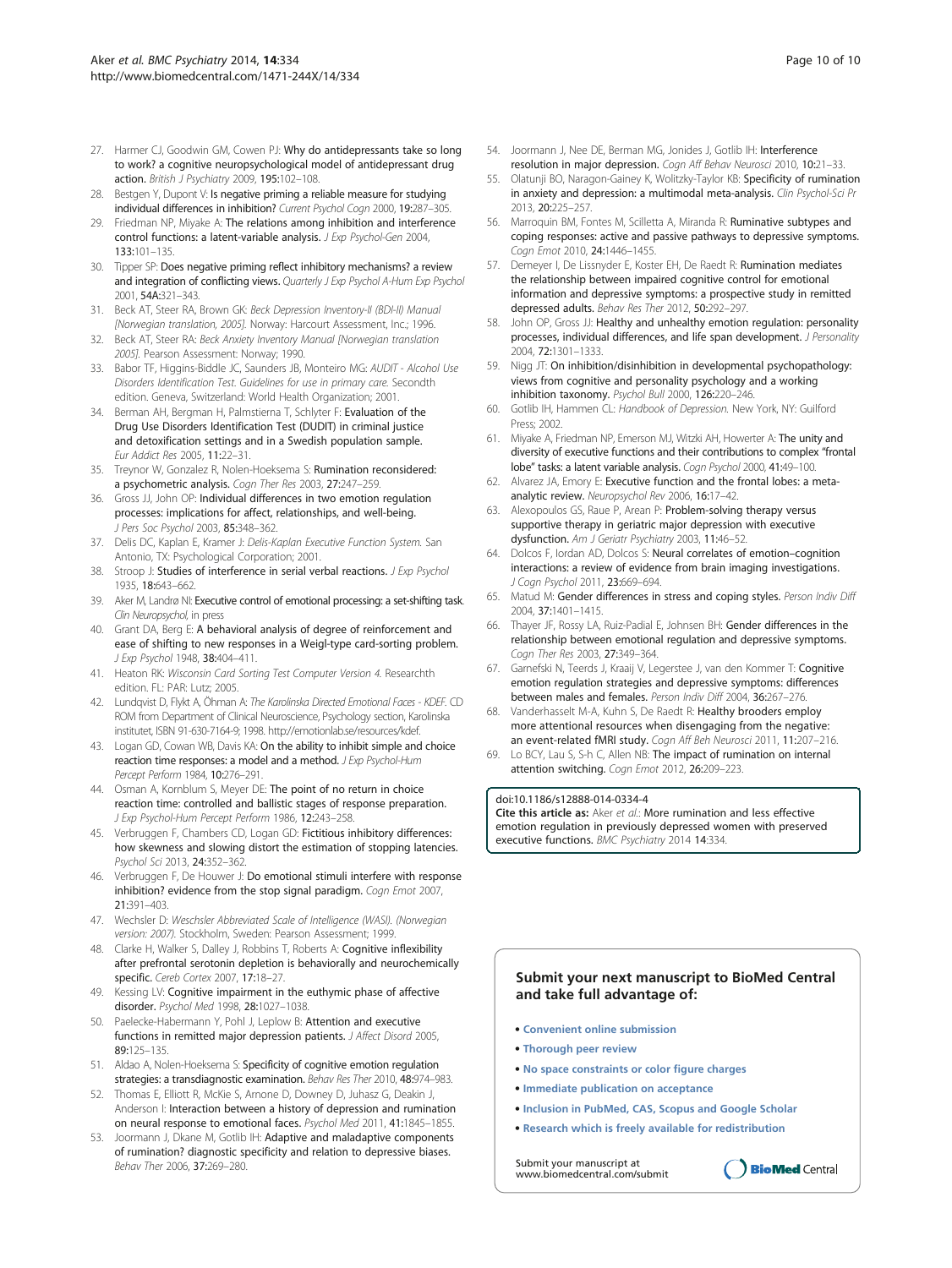27. Harmer CJ, Goodwin GM, Cowen PJ: **Why do antidepressants take so long to work? a cognitive neuropsychological model of antidepressant drug action.** *British J Psychiatry* 2009, **195:**102–108.
28. Bestgen Y, Dupont V: **Is negative priming a reliable measure for studying individual differences in inhibition?** *Current Psychol Cogn* 2000, **19:**287–305.
29. Friedman NP, Miyake A: **The relations among inhibition and interference control functions: a latent-variable analysis.** *J Exp Psychol-Gen* 2004, **133:**101–135.
30. Tipper SP: **Does negative priming reflect inhibitory mechanisms? a review and integration of conflicting views.** *Quarterly J Exp Psychol A-Hum Exp Psychol* 2001, **54A:**321–343.
31. Beck AT, Steer RA, Brown GK: *Beck Depression Inventory-II (BDI-II) Manual [Norwegian translation, 2005].* Norway: Harcourt Assessment, Inc.; 1996.
32. Beck AT, Steer RA: *Beck Anxiety Inventory Manual [Norwegian translation 2005].* Pearson Assessment: Norway; 1990.
33. Babor TF, Higgins-Biddle JC, Saunders JB, Monteiro MG: *AUDIT - Alcohol Use Disorders Identification Test. Guidelines for use in primary care.* Secondth edition. Geneva, Switzerland: World Health Organization; 2001.
34. Berman AH, Bergman H, Palmstierna T, Schlyter F: **Evaluation of the Drug Use Disorders Identification Test (DUDIT) in criminal justice and detoxification settings and in a Swedish population sample.** *Eur Addict Res* 2005, **11:**22–31.
35. Treynor W, Gonzalez R, Nolen-Hoeksema S: **Rumination reconsidered: a psychometric analysis.** *Cogn Ther Res* 2003, **27:**247–259.
36. Gross JJ, John OP: **Individual differences in two emotion regulation processes: implications for affect, relationships, and well-being.** *J Pers Soc Psychol* 2003, **85:**348–362.
37. Delis DC, Kaplan E, Kramer J: *Delis-Kaplan Executive Function System.* San Antonio, TX: Psychological Corporation; 2001.
38. Stroop J: **Studies of interference in serial verbal reactions.** *J Exp Psychol* 1935, **18:**643–662.
39. Aker M, Landrø NI: **Executive control of emotional processing: a set-shifting task.** *Clin Neuropsychol*, in press
40. Grant DA, Berg E: **A behavioral analysis of degree of reinforcement and ease of shifting to new responses in a Weigl-type card-sorting problem.** *J Exp Psychol* 1948, **38:**404–411.
41. Heaton RK: *Wisconsin Card Sorting Test Computer Version 4.* Researchth edition. FL: PAR: Lutz; 2005.
42. Lundqvist D, Flykt A, Öhman A: *The Karolinska Directed Emotional Faces - KDEF.* CD ROM from Department of Clinical Neuroscience, Psychology section, Karolinska institutet, ISBN 91-630-7164-9; 1998. http://emotionlab.se/resources/kdef.
43. Logan GD, Cowan WB, Davis KA: **On the ability to inhibit simple and choice reaction time responses: a model and a method.** *J Exp Psychol-Hum Percept Perform* 1984, **10:**276–291.
44. Osman A, Kornblum S, Meyer DE: **The point of no return in choice reaction time: controlled and ballistic stages of response preparation.** *J Exp Psychol-Hum Percept Perform* 1986, **12:**243–258.
45. Verbruggen F, Chambers CD, Logan GD: **Fictitious inhibitory differences: how skewness and slowing distort the estimation of stopping latencies.** *Psychol Sci* 2013, **24:**352–362.
46. Verbruggen F, De Houwer J: **Do emotional stimuli interfere with response inhibition? evidence from the stop signal paradigm.** *Cogn Emot* 2007, **21:**391–403.
47. Wechsler D: *Weschsler Abbreviated Scale of Intelligence (WASI). (Norwegian version: 2007).* Stockholm, Sweden: Pearson Assessment; 1999.
48. Clarke H, Walker S, Dalley J, Robbins T, Roberts A: **Cognitive inflexibility after prefrontal serotonin depletion is behaviorally and neurochemically specific.** *Cereb Cortex* 2007, **17:**18–27.
49. Kessing LV: **Cognitive impairment in the euthymic phase of affective disorder.** *Psychol Med* 1998, **28:**1027–1038.
50. Paelecke-Habermann Y, Pohl J, Leplow B: **Attention and executive functions in remitted major depression patients.** *J Affect Disord* 2005, **89:**125–135.
51. Aldao A, Nolen-Hoeksema S: **Specificity of cognitive emotion regulation strategies: a transdiagnostic examination.** *Behav Res Ther* 2010, **48:**974–983.
52. Thomas E, Elliott R, McKie S, Arnone D, Downey D, Juhasz G, Deakin J, Anderson I: **Interaction between a history of depression and rumination on neural response to emotional faces.** *Psychol Med* 2011, **41:**1845–1855.
53. Joormann J, Dkane M, Gotlib IH: **Adaptive and maladaptive components of rumination? diagnostic specificity and relation to depressive biases.** *Behav Ther* 2006, **37:**269–280.
54. Joormann J, Nee DE, Berman MG, Jonides J, Gotlib IH: **Interference resolution in major depression.** *Cogn Aff Behav Neurosci* 2010, **10:**21–33.
55. Olatunji BO, Naragon-Gainey K, Wolitzky-Taylor KB: **Specificity of rumination in anxiety and depression: a multimodal meta-analysis.** *Clin Psychol-Sci Pr* 2013, **20:**225–257.
56. Marroquin BM, Fontes M, Scilletta A, Miranda R: **Ruminative subtypes and coping responses: active and passive pathways to depressive symptoms.** *Cogn Emot* 2010, **24:**1446–1455.
57. Demeyer I, De Lissnyder E, Koster EH, De Raedt R: **Rumination mediates the relationship between impaired cognitive control for emotional information and depressive symptoms: a prospective study in remitted depressed adults.** *Behav Res Ther* 2012, **50:**292–297.
58. John OP, Gross JJ: **Healthy and unhealthy emotion regulation: personality processes, individual differences, and life span development.** *J Personality* 2004, **72:**1301–1333.
59. Nigg JT: **On inhibition/disinhibition in developmental psychopathology: views from cognitive and personality psychology and a working inhibition taxonomy.** *Psychol Bull* 2000, **126:**220–246.
60. Gotlib IH, Hammen CL: *Handbook of Depression.* New York, NY: Guilford Press; 2002.
61. Miyake A, Friedman NP, Emerson MJ, Witzki AH, Howerter A: **The unity and diversity of executive functions and their contributions to complex "frontal lobe" tasks: a latent variable analysis.** *Cogn Psychol* 2000, **41:**49–100.
62. Alvarez JA, Emory E: **Executive function and the frontal lobes: a meta-analytic review.** *Neuropsychol Rev* 2006, **16:**17–42.
63. Alexopoulos GS, Raue P, Arean P: **Problem-solving therapy versus supportive therapy in geriatric major depression with executive dysfunction.** *Am J Geriatr Psychiatry* 2003, **11:**46–52.
64. Dolcos F, Iordan AD, Dolcos S: **Neural correlates of emotion–cognition interactions: a review of evidence from brain imaging investigations.** *J Cogn Psychol* 2011, **23:**669–694.
65. Matud M: **Gender differences in stress and coping styles.** *Person Indiv Diff* 2004, **37:**1401–1415.
66. Thayer JF, Rossy LA, Ruiz-Padial E, Johnsen BH: **Gender differences in the relationship between emotional regulation and depressive symptoms.** *Cogn Ther Res* 2003, **27:**349–364.
67. Garnefski N, Teerds J, Kraaij V, Legerstee J, van den Kommer T: **Cognitive emotion regulation strategies and depressive symptoms: differences between males and females.** *Person Indiv Diff* 2004, **36:**267–276.
68. Vanderhasselt M-A, Kuhn S, De Raedt R: **Healthy brooders employ more attentional resources when disengaging from the negative: an event-related fMRI study.** *Cogn Aff Beh Neurosci* 2011, **11:**207–216.
69. Lo BCY, Lau S, S-h C, Allen NB: **The impact of rumination on internal attention switching.** *Cogn Emot* 2012, **26:**209–223.

doi:10.1186/s12888-014-0334-4

**Cite this article as:** Aker *et al.*: More rumination and less effective emotion regulation in previously depressed women with preserved executive functions. *BMC Psychiatry* 2014 **14**:334.

**Submit your next manuscript to BioMed Central and take full advantage of:**

- **Convenient online submission**
- **Thorough peer review**
- **No space constraints or color figure charges**
- **Immediate publication on acceptance**
- **Inclusion in PubMed, CAS, Scopus and Google Scholar**
- **Research which is freely available for redistribution**

Submit your manuscript at www.biomedcentral.com/submit

BioMed Central